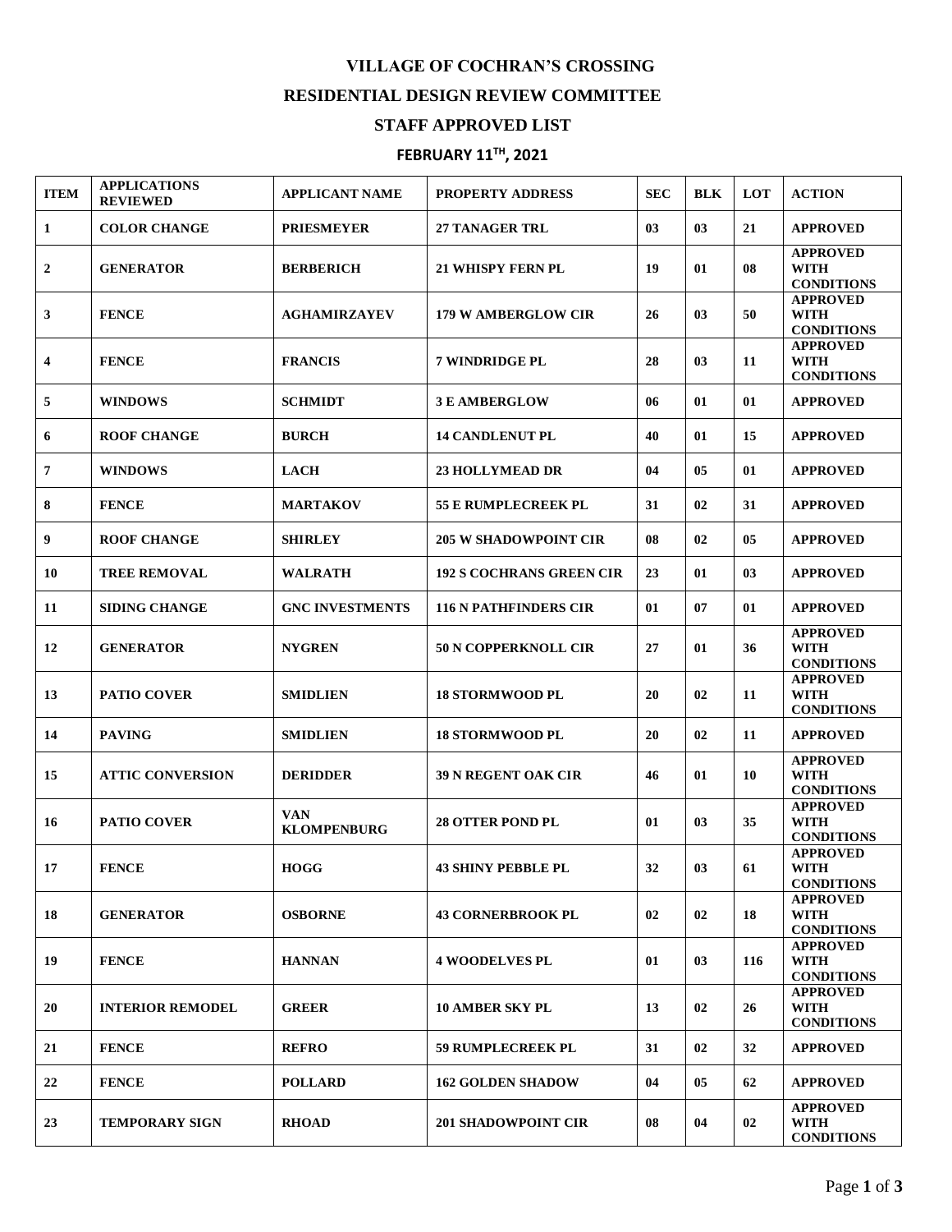# VILLAGE OF COCHRAN'S CROSSING

## RESIDENTIAL DESIGN REVIEW COMMITTEE

## STAFF APPROVED LIST

### FEBRUARY 11TH, 2021

| ITEM | APPLICATIONS REVIEWED | APPLICANT NAME | PROPERTY ADDRESS | SEC | BLK | LOT | ACTION |
|---|---|---|---|---|---|---|---|
| 1 | COLOR CHANGE | PRIESMEYER | 27 TANAGER TRL | 03 | 03 | 21 | APPROVED |
| 2 | GENERATOR | BERBERICH | 21 WHISPY FERN PL | 19 | 01 | 08 | APPROVED WITH CONDITIONS |
| 3 | FENCE | AGHAMIRZAYEV | 179 W AMBERGLOW CIR | 26 | 03 | 50 | APPROVED WITH CONDITIONS |
| 4 | FENCE | FRANCIS | 7 WINDRIDGE PL | 28 | 03 | 11 | APPROVED WITH CONDITIONS |
| 5 | WINDOWS | SCHMIDT | 3 E AMBERGLOW | 06 | 01 | 01 | APPROVED |
| 6 | ROOF CHANGE | BURCH | 14 CANDLENUT PL | 40 | 01 | 15 | APPROVED |
| 7 | WINDOWS | LACH | 23 HOLLYMEAD DR | 04 | 05 | 01 | APPROVED |
| 8 | FENCE | MARTAKOV | 55 E RUMPLECREEK PL | 31 | 02 | 31 | APPROVED |
| 9 | ROOF CHANGE | SHIRLEY | 205 W SHADOWPOINT CIR | 08 | 02 | 05 | APPROVED |
| 10 | TREE REMOVAL | WALRATH | 192 S COCHRANS GREEN CIR | 23 | 01 | 03 | APPROVED |
| 11 | SIDING CHANGE | GNC INVESTMENTS | 116 N PATHFINDERS CIR | 01 | 07 | 01 | APPROVED |
| 12 | GENERATOR | NYGREN | 50 N COPPERKNOLL CIR | 27 | 01 | 36 | APPROVED WITH CONDITIONS |
| 13 | PATIO COVER | SMIDLIEN | 18 STORMWOOD PL | 20 | 02 | 11 | APPROVED WITH CONDITIONS |
| 14 | PAVING | SMIDLIEN | 18 STORMWOOD PL | 20 | 02 | 11 | APPROVED |
| 15 | ATTIC CONVERSION | DERIDDER | 39 N REGENT OAK CIR | 46 | 01 | 10 | APPROVED WITH CONDITIONS |
| 16 | PATIO COVER | VAN KLOMPENBURG | 28 OTTER POND PL | 01 | 03 | 35 | APPROVED WITH CONDITIONS |
| 17 | FENCE | HOGG | 43 SHINY PEBBLE PL | 32 | 03 | 61 | APPROVED WITH CONDITIONS |
| 18 | GENERATOR | OSBORNE | 43 CORNERBROOK PL | 02 | 02 | 18 | APPROVED WITH CONDITIONS |
| 19 | FENCE | HANNAN | 4 WOODELVES PL | 01 | 03 | 116 | APPROVED WITH CONDITIONS |
| 20 | INTERIOR REMODEL | GREER | 10 AMBER SKY PL | 13 | 02 | 26 | APPROVED WITH CONDITIONS |
| 21 | FENCE | REFRO | 59 RUMPLECREEK PL | 31 | 02 | 32 | APPROVED |
| 22 | FENCE | POLLARD | 162 GOLDEN SHADOW | 04 | 05 | 62 | APPROVED |
| 23 | TEMPORARY SIGN | RHOAD | 201 SHADOWPOINT CIR | 08 | 04 | 02 | APPROVED WITH CONDITIONS |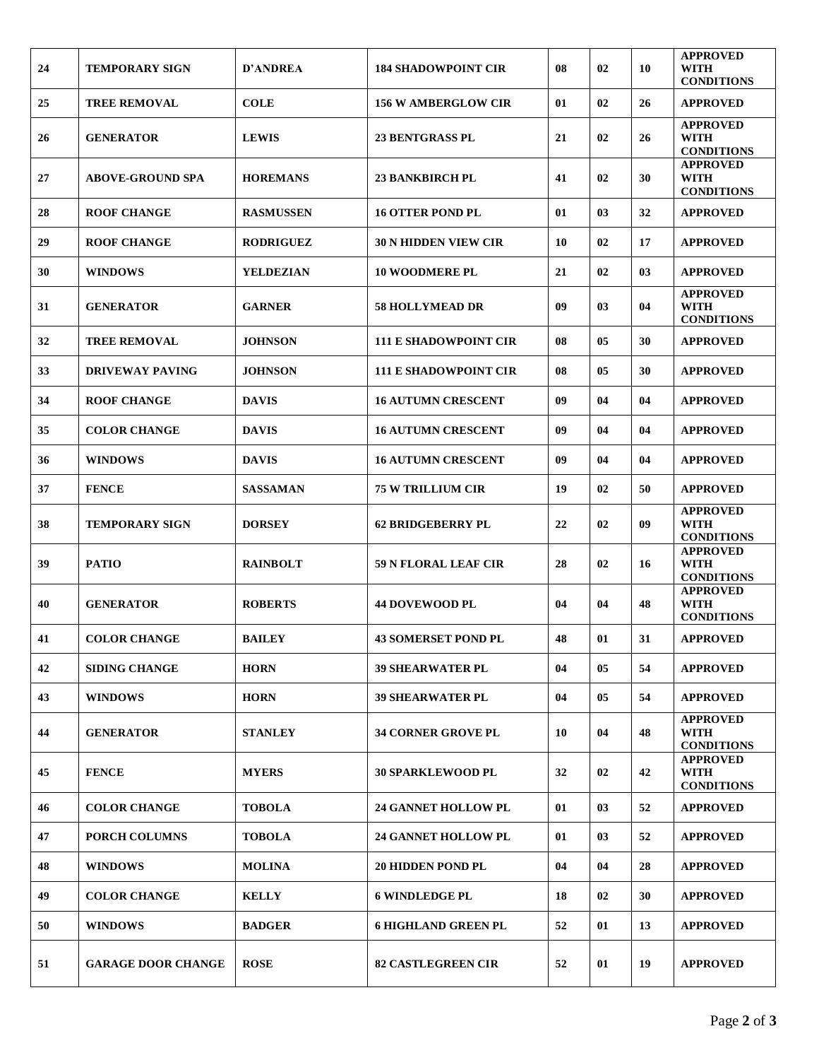| 24 | TEMPORARY SIGN | D'ANDREA | 184 SHADOWPOINT CIR | 08 | 02 | 10 | APPROVED WITH CONDITIONS |
|---|---|---|---|---|---|---|---|
| 25 | TREE REMOVAL | COLE | 156 W AMBERGLOW CIR | 01 | 02 | 26 | APPROVED |
| 26 | GENERATOR | LEWIS | 23 BENTGRASS PL | 21 | 02 | 26 | APPROVED WITH CONDITIONS |
| 27 | ABOVE-GROUND SPA | HOREMANS | 23 BANKBIRCH PL | 41 | 02 | 30 | APPROVED WITH CONDITIONS |
| 28 | ROOF CHANGE | RASMUSSEN | 16 OTTER POND PL | 01 | 03 | 32 | APPROVED |
| 29 | ROOF CHANGE | RODRIGUEZ | 30 N HIDDEN VIEW CIR | 10 | 02 | 17 | APPROVED |
| 30 | WINDOWS | YELDEZIAN | 10 WOODMERE PL | 21 | 02 | 03 | APPROVED |
| 31 | GENERATOR | GARNER | 58 HOLLYMEAD DR | 09 | 03 | 04 | APPROVED WITH CONDITIONS |
| 32 | TREE REMOVAL | JOHNSON | 111 E SHADOWPOINT CIR | 08 | 05 | 30 | APPROVED |
| 33 | DRIVEWAY PAVING | JOHNSON | 111 E SHADOWPOINT CIR | 08 | 05 | 30 | APPROVED |
| 34 | ROOF CHANGE | DAVIS | 16 AUTUMN CRESCENT | 09 | 04 | 04 | APPROVED |
| 35 | COLOR CHANGE | DAVIS | 16 AUTUMN CRESCENT | 09 | 04 | 04 | APPROVED |
| 36 | WINDOWS | DAVIS | 16 AUTUMN CRESCENT | 09 | 04 | 04 | APPROVED |
| 37 | FENCE | SASSAMAN | 75 W TRILLIUM CIR | 19 | 02 | 50 | APPROVED |
| 38 | TEMPORARY SIGN | DORSEY | 62 BRIDGEBERRY PL | 22 | 02 | 09 | APPROVED WITH CONDITIONS |
| 39 | PATIO | RAINBOLT | 59 N FLORAL LEAF CIR | 28 | 02 | 16 | APPROVED WITH CONDITIONS |
| 40 | GENERATOR | ROBERTS | 44 DOVEWOOD PL | 04 | 04 | 48 | APPROVED WITH CONDITIONS |
| 41 | COLOR CHANGE | BAILEY | 43 SOMERSET POND PL | 48 | 01 | 31 | APPROVED |
| 42 | SIDING CHANGE | HORN | 39 SHEARWATER PL | 04 | 05 | 54 | APPROVED |
| 43 | WINDOWS | HORN | 39 SHEARWATER PL | 04 | 05 | 54 | APPROVED |
| 44 | GENERATOR | STANLEY | 34 CORNER GROVE PL | 10 | 04 | 48 | APPROVED WITH CONDITIONS |
| 45 | FENCE | MYERS | 30 SPARKLEWOOD PL | 32 | 02 | 42 | APPROVED WITH CONDITIONS |
| 46 | COLOR CHANGE | TOBOLA | 24 GANNET HOLLOW PL | 01 | 03 | 52 | APPROVED |
| 47 | PORCH COLUMNS | TOBOLA | 24 GANNET HOLLOW PL | 01 | 03 | 52 | APPROVED |
| 48 | WINDOWS | MOLINA | 20 HIDDEN POND PL | 04 | 04 | 28 | APPROVED |
| 49 | COLOR CHANGE | KELLY | 6 WINDLEDGE PL | 18 | 02 | 30 | APPROVED |
| 50 | WINDOWS | BADGER | 6 HIGHLAND GREEN PL | 52 | 01 | 13 | APPROVED |
| 51 | GARAGE DOOR CHANGE | ROSE | 82 CASTLEGREEN CIR | 52 | 01 | 19 | APPROVED |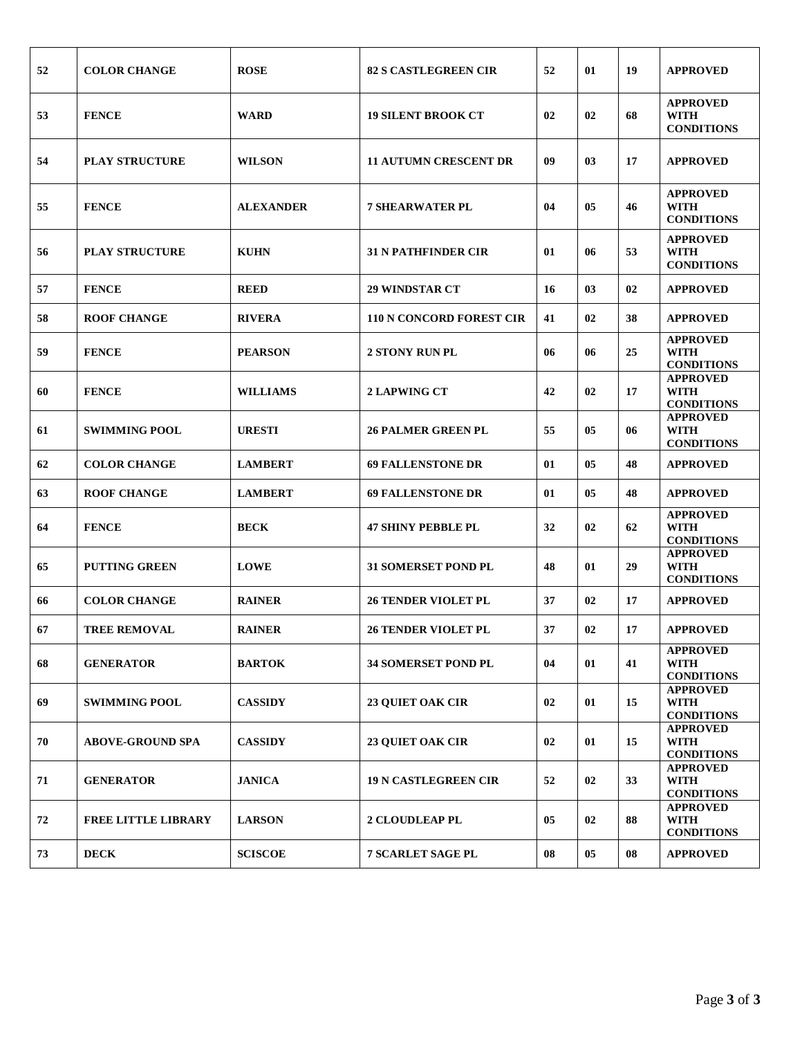| | | | | | | | |
|---|---|---|---|---|---|---|---|
| 52 | COLOR CHANGE | ROSE | 82 S CASTLEGREEN CIR | 52 | 01 | 19 | APPROVED |
| 53 | FENCE | WARD | 19 SILENT BROOK CT | 02 | 02 | 68 | APPROVED WITH CONDITIONS |
| 54 | PLAY STRUCTURE | WILSON | 11 AUTUMN CRESCENT DR | 09 | 03 | 17 | APPROVED |
| 55 | FENCE | ALEXANDER | 7 SHEARWATER PL | 04 | 05 | 46 | APPROVED WITH CONDITIONS |
| 56 | PLAY STRUCTURE | KUHN | 31 N PATHFINDER CIR | 01 | 06 | 53 | APPROVED WITH CONDITIONS |
| 57 | FENCE | REED | 29 WINDSTAR CT | 16 | 03 | 02 | APPROVED |
| 58 | ROOF CHANGE | RIVERA | 110 N CONCORD FOREST CIR | 41 | 02 | 38 | APPROVED |
| 59 | FENCE | PEARSON | 2 STONY RUN PL | 06 | 06 | 25 | APPROVED WITH CONDITIONS |
| 60 | FENCE | WILLIAMS | 2 LAPWING CT | 42 | 02 | 17 | APPROVED WITH CONDITIONS |
| 61 | SWIMMING POOL | URESTI | 26 PALMER GREEN PL | 55 | 05 | 06 | APPROVED WITH CONDITIONS |
| 62 | COLOR CHANGE | LAMBERT | 69 FALLENSTONE DR | 01 | 05 | 48 | APPROVED |
| 63 | ROOF CHANGE | LAMBERT | 69 FALLENSTONE DR | 01 | 05 | 48 | APPROVED |
| 64 | FENCE | BECK | 47 SHINY PEBBLE PL | 32 | 02 | 62 | APPROVED WITH CONDITIONS |
| 65 | PUTTING GREEN | LOWE | 31 SOMERSET POND PL | 48 | 01 | 29 | APPROVED WITH CONDITIONS |
| 66 | COLOR CHANGE | RAINER | 26 TENDER VIOLET PL | 37 | 02 | 17 | APPROVED |
| 67 | TREE REMOVAL | RAINER | 26 TENDER VIOLET PL | 37 | 02 | 17 | APPROVED |
| 68 | GENERATOR | BARTOK | 34 SOMERSET POND PL | 04 | 01 | 41 | APPROVED WITH CONDITIONS |
| 69 | SWIMMING POOL | CASSIDY | 23 QUIET OAK CIR | 02 | 01 | 15 | APPROVED WITH CONDITIONS |
| 70 | ABOVE-GROUND SPA | CASSIDY | 23 QUIET OAK CIR | 02 | 01 | 15 | APPROVED WITH CONDITIONS |
| 71 | GENERATOR | JANICA | 19 N CASTLEGREEN CIR | 52 | 02 | 33 | APPROVED WITH CONDITIONS |
| 72 | FREE LITTLE LIBRARY | LARSON | 2 CLOUDLEAP PL | 05 | 02 | 88 | APPROVED WITH CONDITIONS |
| 73 | DECK | SCISCOE | 7 SCARLET SAGE PL | 08 | 05 | 08 | APPROVED |